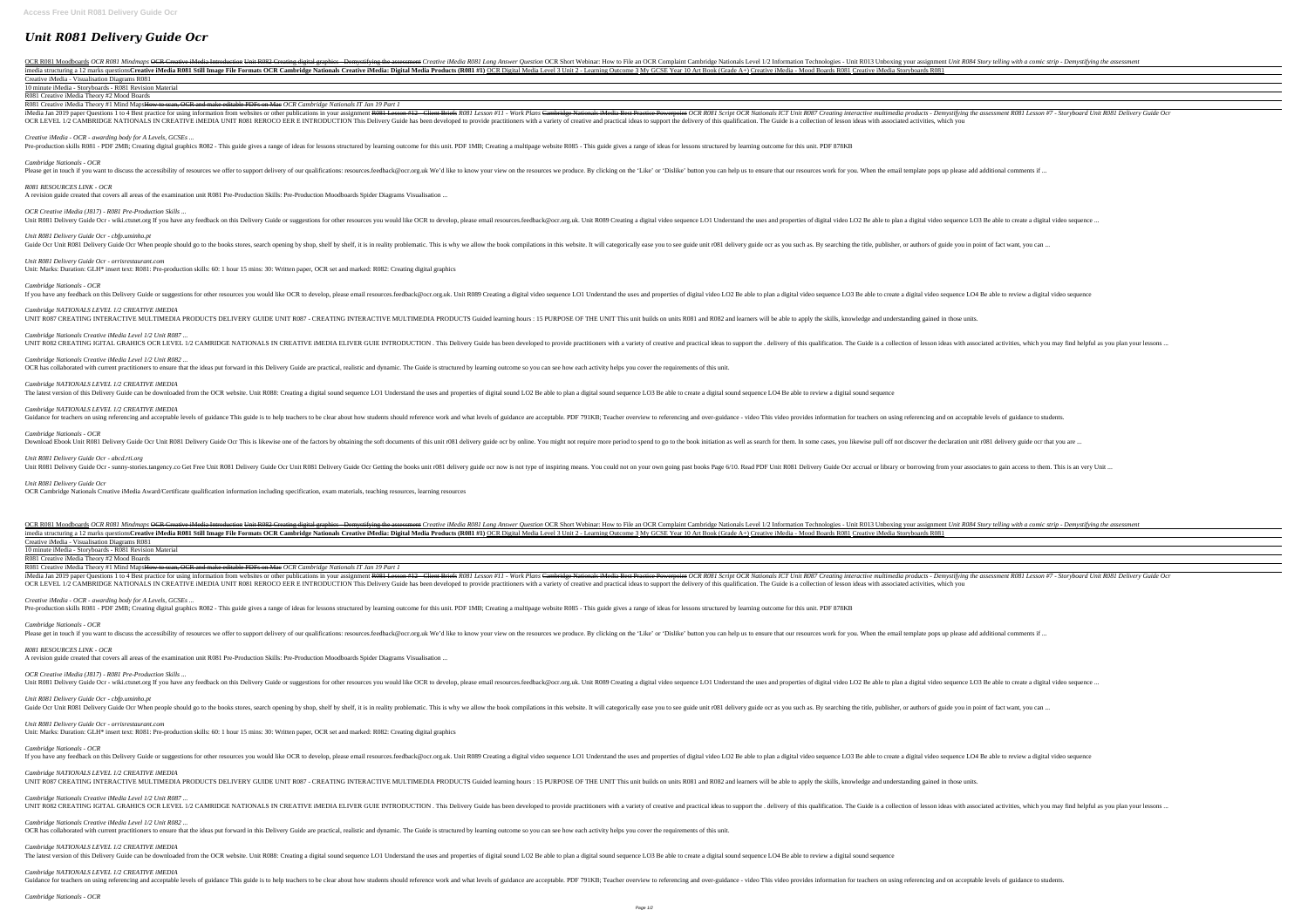# Unit R081 Delivery Guide Ocr

OCR R081 Moodboards OCR R081 Mindmaps OCR Creative iMedia Introduction Unit R082 Creating digital graphics - Demystifying the assessment Creative iMedia R081 Long Answer Question OCR Short Webinar: How to File an OCR Complaint Cambridge Nationals Level 1/2 Information Technologies - Unit R013 Unboxing your assignment Unit R084 Story telling with a comic strip - Demystifying the assessment imedia structuring a 12 marks questions **Creative iMedia R081 Still Image File Formats OCR Cambridge Nationals Creative iMedia: Digital Media Products (R081 #1)** OCR Digital Media Level 3 Unit 2 - Learning Outcome 3 My GCSE Year 10 Art Book (Grade A+) Creative iMedia - Mood Boards R081 Creative iMedia Storyboards R081

Creative iMedia - Visualisation Diagrams R081

10 minute iMedia - Storyboards - R081 Revision Material

R081 Creative iMedia Theory #2 Mood Boards

R081 Creative iMedia Theory #1 Mind MapsHow to scan, OCR and make editable PDFs on Mac OCR Cambridge Nationals IT Jan 19 Part 1

iMedia Jan 2019 paper Questions 1 to 4 Best practice for using information from websites or other publications in your assignment R081 Lesson #12 - Client Briefs R081 Lesson #11 - Work Plans Cambridge Nationals iMedia Best Practice Powerpoint OCR R081 Script OCR Nationals ICT Unit R087 Creating interactive multimedia products - Demystifying the assessment R081 Lesson #7 - Storyboard Unit R081 Delivery Guide Ocr

OCR LEVEL 1/2 CAMBRIDGE NATIONALS IN CREATIVE iMEDIA UNIT R081 REROCO EER E INTRODUCTION This Delivery Guide has been developed to provide practitioners with a variety of creative and practical ideas to support the delivery of this qualification. The Guide is a collection of lesson ideas with associated activities, which you

*Creative iMedia - OCR - awarding body for A Levels, GCSEs ...*

Pre-production skills R081 - PDF 2MB; Creating digital graphics R082 - This guide gives a range of ideas for lessons structured by learning outcome for this unit. PDF 1MB; Creating a multipage website R085 - This guide gives a range of ideas for lessons structured by learning outcome for this unit. PDF 878KB

*Cambridge Nationals - OCR*

Please get in touch if you want to discuss the accessibility of resources we offer to support delivery of our qualifications: resources.feedback@ocr.org.uk We'd like to know your view on the resources we produce. By clicking on the 'Like' or 'Dislike' button you can help us to ensure that our resources work for you. When the email template pops up please add additional comments if ...

*R081 RESOURCES LINK - OCR*

A revision guide created that covers all areas of the examination unit R081 Pre-Production Skills: Pre-Production Moodboards Spider Diagrams Visualisation ...

*OCR Creative iMedia (J817) - R081 Pre-Production Skills ...*

Unit R081 Delivery Guide Ocr - wiki.ctsnet.org If you have any feedback on this Delivery Guide or suggestions for other resources you would like OCR to develop, please email resources.feedback@ocr.org.uk. Unit R089 Creating a digital video sequence LO1 Understand the uses and properties of digital video LO2 Be able to plan a digital video sequence LO3 Be able to create a digital video sequence ...

*Unit R081 Delivery Guide Ocr - cbfp.uminho.pt*

Guide Ocr Unit R081 Delivery Guide Ocr When people should go to the books stores, search opening by shop, shelf by shelf, it is in reality problematic. This is why we allow the book compilations in this website. It will categorically ease you to see guide unit r081 delivery guide ocr as you such as. By searching the title, publisher, or authors of guide you in point of fact want, you can ...

*Unit R081 Delivery Guide Ocr - orrisrestaurant.com*

Unit: Marks: Duration: GLH* insert text: R081: Pre-production skills: 60: 1 hour 15 mins: 30: Written paper, OCR set and marked: R082: Creating digital graphics

*Cambridge Nationals - OCR*

If you have any feedback on this Delivery Guide or suggestions for other resources you would like OCR to develop, please email resources.feedback@ocr.org.uk. Unit R089 Creating a digital video sequence LO1 Understand the uses and properties of digital video LO2 Be able to plan a digital video sequence LO3 Be able to create a digital video sequence LO4 Be able to review a digital video sequence

*Cambridge NATIONALS LEVEL 1/2 CREATIVE iMEDIA*

UNIT R087 CREATING INTERACTIVE MULTIMEDIA PRODUCTS DELIVERY GUIDE UNIT R087 - CREATING INTERACTIVE MULTIMEDIA PRODUCTS Guided learning hours : 15 PURPOSE OF THE UNIT This unit builds on units R081 and R082 and learners will be able to apply the skills, knowledge and understanding gained in those units.

*Cambridge Nationals Creative iMedia Level 1/2 Unit R087 ...*

UNIT R082 CREATING IGITAL GRAHICS OCR LEVEL 1/2 CAMRIDGE NATIONALS IN CREATIVE iMEDIA ELIVER GUIE INTRODUCTION . This Delivery Guide has been developed to provide practitioners with a variety of creative and practical ideas to support the . delivery of this qualification. The Guide is a collection of lesson ideas with associated activities, which you may find helpful as you plan your lessons ...

*Cambridge Nationals Creative iMedia Level 1/2 Unit R082 ...*

OCR has collaborated with current practitioners to ensure that the ideas put forward in this Delivery Guide are practical, realistic and dynamic. The Guide is structured by learning outcome so you can see how each activity helps you cover the requirements of this unit.

*Cambridge NATIONALS LEVEL 1/2 CREATIVE iMEDIA*

The latest version of this Delivery Guide can be downloaded from the OCR website. Unit R088: Creating a digital sound sequence LO1 Understand the uses and properties of digital sound LO2 Be able to plan a digital sound sequence LO3 Be able to create a digital sound sequence LO4 Be able to review a digital sound sequence

*Cambridge NATIONALS LEVEL 1/2 CREATIVE iMEDIA*

Guidance for teachers on using referencing and acceptable levels of guidance This guide is to help teachers to be clear about how students should reference work and what levels of guidance are acceptable. PDF 791KB; Teacher overview to referencing and over-guidance - video This video provides information for teachers on using referencing and on acceptable levels of guidance to students.

*Cambridge Nationals - OCR*

Download Ebook Unit R081 Delivery Guide Ocr Unit R081 Delivery Guide Ocr This is likewise one of the factors by obtaining the soft documents of this unit r081 delivery guide ocr by online. You might not require more period to spend to go to the book initiation as well as search for them. In some cases, you likewise pull off not discover the declaration unit r081 delivery guide ocr that you are ...

*Unit R081 Delivery Guide Ocr - abcd.rti.org*

Unit R081 Delivery Guide Ocr - sunny-stories.tangency.co Get Free Unit R081 Delivery Guide Ocr Unit R081 Delivery Guide Ocr Getting the books unit r081 delivery guide ocr now is not type of inspiring means. You could not on your own going past books Page 6/10. Read PDF Unit R081 Delivery Guide Ocr accrual or library or borrowing from your associates to gain access to them. This is an very Unit ...

*Unit R081 Delivery Guide Ocr*

OCR Cambridge Nationals Creative iMedia Award/Certificate qualification information including specification, exam materials, teaching resources, learning resources

OCR R081 Moodboards OCR R081 Mindmaps OCR Creative iMedia Introduction Unit R082 Creating digital graphics - Demystifying the assessment Creative iMedia R081 Long Answer Question OCR Short Webinar: How to File an OCR Complaint Cambridge Nationals Level 1/2 Information Technologies - Unit R013 Unboxing your assignment Unit R084 Story telling with a comic strip - Demystifying the assessment imedia structuring a 12 marks questions **Creative iMedia R081 Still Image File Formats OCR Cambridge Nationals Creative iMedia: Digital Media Products (R081 #1)** OCR Digital Media Level 3 Unit 2 - Learning Outcome 3 My GCSE Year 10 Art Book (Grade A+) Creative iMedia - Mood Boards R081 Creative iMedia Storyboards R081

Creative iMedia - Visualisation Diagrams R081

10 minute iMedia - Storyboards - R081 Revision Material

R081 Creative iMedia Theory #2 Mood Boards

R081 Creative iMedia Theory #1 Mind MapsHow to scan, OCR and make editable PDFs on Mac OCR Cambridge Nationals IT Jan 19 Part 1

iMedia Jan 2019 paper Questions 1 to 4 Best practice for using information from websites or other publications in your assignment R081 Lesson #12 - Client Briefs R081 Lesson #11 - Work Plans Cambridge Nationals iMedia Best Practice Powerpoint OCR R081 Script OCR Nationals ICT Unit R087 Creating interactive multimedia products - Demystifying the assessment R081 Lesson #7 - Storyboard Unit R081 Delivery Guide Ocr

OCR LEVEL 1/2 CAMBRIDGE NATIONALS IN CREATIVE iMEDIA UNIT R081 REROCO EER E INTRODUCTION This Delivery Guide has been developed to provide practitioners with a variety of creative and practical ideas to support the delivery of this qualification. The Guide is a collection of lesson ideas with associated activities, which you

*Creative iMedia - OCR - awarding body for A Levels, GCSEs ...*

Pre-production skills R081 - PDF 2MB; Creating digital graphics R082 - This guide gives a range of ideas for lessons structured by learning outcome for this unit. PDF 1MB; Creating a multipage website R085 - This guide gives a range of ideas for lessons structured by learning outcome for this unit. PDF 878KB

*Cambridge Nationals - OCR*

Please get in touch if you want to discuss the accessibility of resources we offer to support delivery of our qualifications: resources.feedback@ocr.org.uk We'd like to know your view on the resources we produce. By clicking on the 'Like' or 'Dislike' button you can help us to ensure that our resources work for you. When the email template pops up please add additional comments if ...

*R081 RESOURCES LINK - OCR*

A revision guide created that covers all areas of the examination unit R081 Pre-Production Skills: Pre-Production Moodboards Spider Diagrams Visualisation ...

*OCR Creative iMedia (J817) - R081 Pre-Production Skills ...*

Unit R081 Delivery Guide Ocr - wiki.ctsnet.org If you have any feedback on this Delivery Guide or suggestions for other resources you would like OCR to develop, please email resources.feedback@ocr.org.uk. Unit R089 Creating a digital video sequence LO1 Understand the uses and properties of digital video LO2 Be able to plan a digital video sequence LO3 Be able to create a digital video sequence ...

*Unit R081 Delivery Guide Ocr - cbfp.uminho.pt*

Guide Ocr Unit R081 Delivery Guide Ocr When people should go to the books stores, search opening by shop, shelf by shelf, it is in reality problematic. This is why we allow the book compilations in this website. It will categorically ease you to see guide unit r081 delivery guide ocr as you such as. By searching the title, publisher, or authors of guide you in point of fact want, you can ...

*Unit R081 Delivery Guide Ocr - orrisrestaurant.com*

Unit: Marks: Duration: GLH* insert text: R081: Pre-production skills: 60: 1 hour 15 mins: 30: Written paper, OCR set and marked: R082: Creating digital graphics

*Cambridge Nationals - OCR*

If you have any feedback on this Delivery Guide or suggestions for other resources you would like OCR to develop, please email resources.feedback@ocr.org.uk. Unit R089 Creating a digital video sequence LO1 Understand the uses and properties of digital video LO2 Be able to plan a digital video sequence LO3 Be able to create a digital video sequence LO4 Be able to review a digital video sequence

*Cambridge NATIONALS LEVEL 1/2 CREATIVE iMEDIA*

UNIT R087 CREATING INTERACTIVE MULTIMEDIA PRODUCTS DELIVERY GUIDE UNIT R087 - CREATING INTERACTIVE MULTIMEDIA PRODUCTS Guided learning hours : 15 PURPOSE OF THE UNIT This unit builds on units R081 and R082 and learners will be able to apply the skills, knowledge and understanding gained in those units.

*Cambridge Nationals Creative iMedia Level 1/2 Unit R087 ...*

UNIT R082 CREATING IGITAL GRAHICS OCR LEVEL 1/2 CAMRIDGE NATIONALS IN CREATIVE iMEDIA ELIVER GUIE INTRODUCTION . This Delivery Guide has been developed to provide practitioners with a variety of creative and practical ideas to support the . delivery of this qualification. The Guide is a collection of lesson ideas with associated activities, which you may find helpful as you plan your lessons ...

*Cambridge Nationals Creative iMedia Level 1/2 Unit R082 ...*

OCR has collaborated with current practitioners to ensure that the ideas put forward in this Delivery Guide are practical, realistic and dynamic. The Guide is structured by learning outcome so you can see how each activity helps you cover the requirements of this unit.

*Cambridge NATIONALS LEVEL 1/2 CREATIVE iMEDIA*

The latest version of this Delivery Guide can be downloaded from the OCR website. Unit R088: Creating a digital sound sequence LO1 Understand the uses and properties of digital sound LO2 Be able to plan a digital sound sequence LO3 Be able to create a digital sound sequence LO4 Be able to review a digital sound sequence

*Cambridge NATIONALS LEVEL 1/2 CREATIVE iMEDIA*

Guidance for teachers on using referencing and acceptable levels of guidance This guide is to help teachers to be clear about how students should reference work and what levels of guidance are acceptable. PDF 791KB; Teacher overview to referencing and over-guidance - video This video provides information for teachers on using referencing and on acceptable levels of guidance to students.

*Cambridge Nationals - OCR*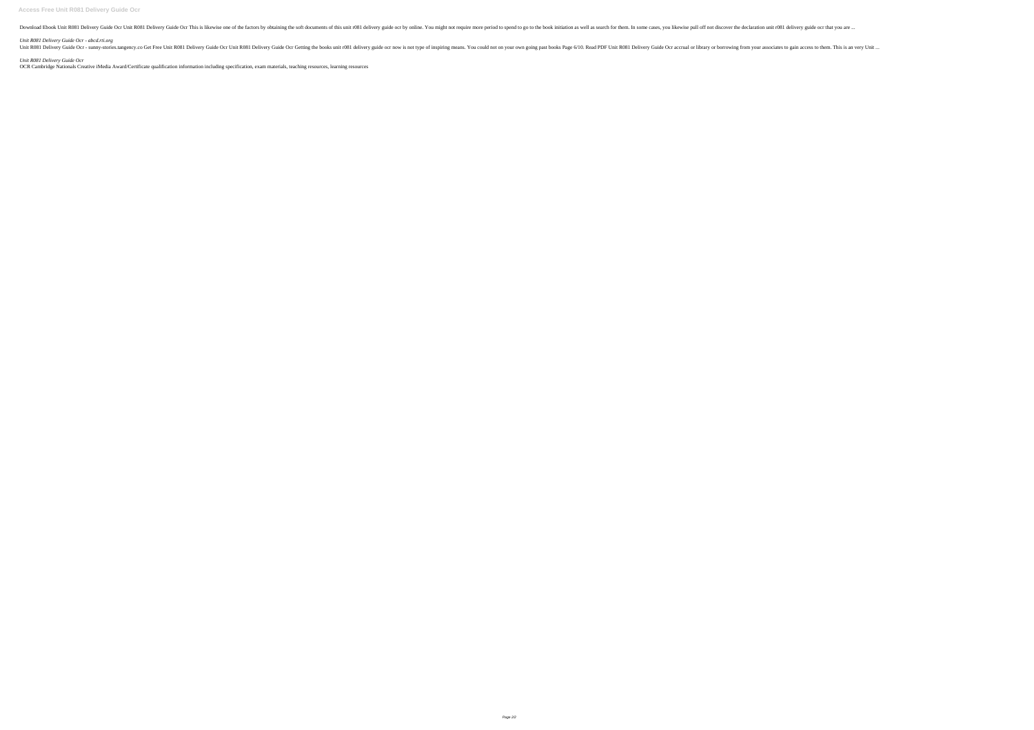Download Ebook Unit R081 Delivery Guide Ocr Unit R081 Delivery Guide Ocr This is likewise one of the factors by obtaining the soft documents of this unit r081 delivery guide ocr by online. You might not require more period to spend to go to the book initiation as well as search for them. In some cases, you likewise pull off not discover the declaration unit r081 delivery guide ocr that you are ...

*Unit R081 Delivery Guide Ocr - abcd.rti.org*

Unit R081 Delivery Guide Ocr - sunny-stories.tangency.co Get Free Unit R081 Delivery Guide Ocr Unit R081 Delivery Guide Ocr Getting the books unit r081 delivery guide ocr now is not type of inspiring means. You could not on your own going past books Page 6/10. Read PDF Unit R081 Delivery Guide Ocr accrual or library or borrowing from your associates to gain access to them. This is an very Unit ...

*Unit R081 Delivery Guide Ocr*

OCR Cambridge Nationals Creative iMedia Award/Certificate qualification information including specification, exam materials, teaching resources, learning resources